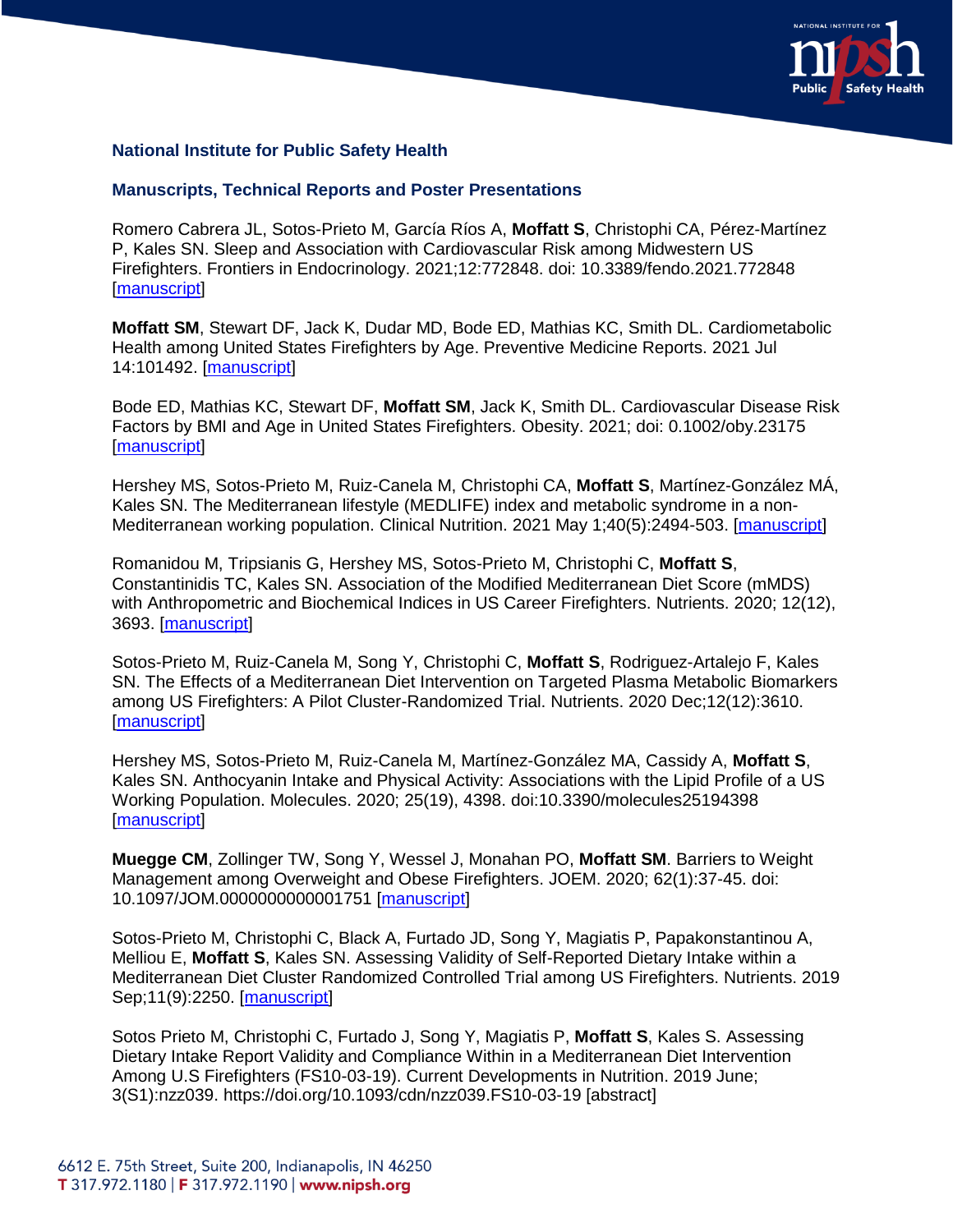**National Institute for Public Safety Health**

**Manuscripts, Technical Reports and Poster Presentations**

Romero Cabrera JL, Sotos-Prieto M, García Ríos A, **Moffatt S**, Christophi CA, Pérez-Martínez P, Kales SN. Sleep and Association with Cardiovascular Risk among Midwestern US Firefighters. Frontiers in Endocrinology. 2021;12:772848. doi: 10.3389/fendo.2021.772848 [manuscript]

**Moffatt SM**, Stewart DF, Jack K, Dudar MD, Bode ED, Mathias KC, Smith DL. Cardiometabolic Health among United States Firefighters by Age. Preventive Medicine Reports. 2021 Jul 14:101492. [manuscript]

Bode ED, Mathias KC, Stewart DF, **Moffatt SM**, Jack K, Smith DL. Cardiovascular Disease Risk Factors by BMI and Age in United States Firefighters. Obesity. 2021; doi: 0.1002/oby.23175 [manuscript]

Hershey MS, Sotos-Prieto M, Ruiz-Canela M, Christophi CA, **Moffatt S**, Martínez-González MÁ, Kales SN. The Mediterranean lifestyle (MEDLIFE) index and metabolic syndrome in a non-Mediterranean working population. Clinical Nutrition. 2021 May 1;40(5):2494-503. [manuscript]

Romanidou M, Tripsianis G, Hershey MS, Sotos-Prieto M, Christophi C, **Moffatt S**, Constantinidis TC, Kales SN. Association of the Modified Mediterranean Diet Score (mMDS) with Anthropometric and Biochemical Indices in US Career Firefighters. Nutrients. 2020; 12(12), 3693. [manuscript]

Sotos-Prieto M, Ruiz-Canela M, Song Y, Christophi C, **Moffatt S**, Rodriguez-Artalejo F, Kales SN. The Effects of a Mediterranean Diet Intervention on Targeted Plasma Metabolic Biomarkers among US Firefighters: A Pilot Cluster-Randomized Trial. Nutrients. 2020 Dec;12(12):3610. [manuscript]

Hershey MS, Sotos-Prieto M, Ruiz-Canela M, Martínez-González MA, Cassidy A, **Moffatt S**, Kales SN. Anthocyanin Intake and Physical Activity: Associations with the Lipid Profile of a US Working Population. Molecules. 2020; 25(19), 4398. doi:10.3390/molecules25194398 [manuscript]

**Muegge CM**, Zollinger TW, Song Y, Wessel J, Monahan PO, **Moffatt SM**. Barriers to Weight Management among Overweight and Obese Firefighters. JOEM. 2020; 62(1):37-45. doi: 10.1097/JOM.0000000000001751 [manuscript]

Sotos-Prieto M, Christophi C, Black A, Furtado JD, Song Y, Magiatis P, Papakonstantinou A, Melliou E, **Moffatt S**, Kales SN. Assessing Validity of Self-Reported Dietary Intake within a Mediterranean Diet Cluster Randomized Controlled Trial among US Firefighters. Nutrients. 2019 Sep;11(9):2250. [manuscript]

Sotos Prieto M, Christophi C, Furtado J, Song Y, Magiatis P, **Moffatt S**, Kales S. Assessing Dietary Intake Report Validity and Compliance Within in a Mediterranean Diet Intervention Among U.S Firefighters (FS10-03-19). Current Developments in Nutrition. 2019 June; 3(S1):nzz039. https://doi.org/10.1093/cdn/nzz039.FS10-03-19 [abstract]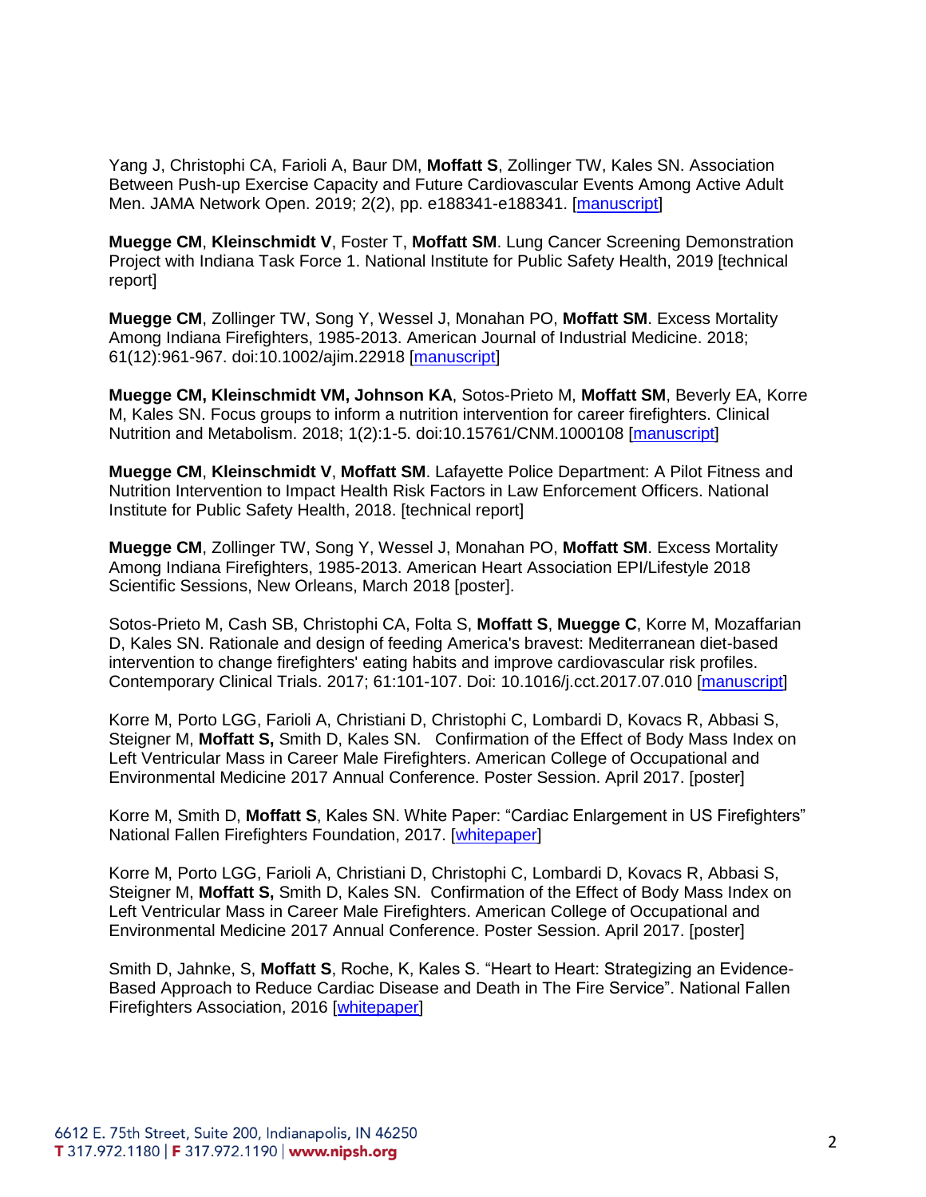Yang J, Christophi CA, Farioli A, Baur DM, **Moffatt S**, Zollinger TW, Kales SN. Association Between Push-up Exercise Capacity and Future Cardiovascular Events Among Active Adult Men. JAMA Network Open. 2019; 2(2), pp. e188341-e188341. [manuscript]

**Muegge CM**, **Kleinschmidt V**, Foster T, **Moffatt SM**. Lung Cancer Screening Demonstration Project with Indiana Task Force 1. National Institute for Public Safety Health, 2019 [technical report]

**Muegge CM**, Zollinger TW, Song Y, Wessel J, Monahan PO, **Moffatt SM**. Excess Mortality Among Indiana Firefighters, 1985-2013. American Journal of Industrial Medicine. 2018; 61(12):961-967. doi:10.1002/ajim.22918 [manuscript]

**Muegge CM, Kleinschmidt VM, Johnson KA**, Sotos-Prieto M, **Moffatt SM**, Beverly EA, Korre M, Kales SN. Focus groups to inform a nutrition intervention for career firefighters. Clinical Nutrition and Metabolism. 2018; 1(2):1-5. doi:10.15761/CNM.1000108 [manuscript]

**Muegge CM**, **Kleinschmidt V**, **Moffatt SM**. Lafayette Police Department: A Pilot Fitness and Nutrition Intervention to Impact Health Risk Factors in Law Enforcement Officers. National Institute for Public Safety Health, 2018. [technical report]

**Muegge CM**, Zollinger TW, Song Y, Wessel J, Monahan PO, **Moffatt SM**. Excess Mortality Among Indiana Firefighters, 1985-2013. American Heart Association EPI/Lifestyle 2018 Scientific Sessions, New Orleans, March 2018 [poster].

Sotos-Prieto M, Cash SB, Christophi CA, Folta S, **Moffatt S**, **Muegge C**, Korre M, Mozaffarian D, Kales SN. Rationale and design of feeding America's bravest: Mediterranean diet-based intervention to change firefighters' eating habits and improve cardiovascular risk profiles. Contemporary Clinical Trials. 2017; 61:101-107. Doi: 10.1016/j.cct.2017.07.010 [manuscript]

Korre M, Porto LGG, Farioli A, Christiani D, Christophi C, Lombardi D, Kovacs R, Abbasi S, Steigner M, **Moffatt S,** Smith D, Kales SN. Confirmation of the Effect of Body Mass Index on Left Ventricular Mass in Career Male Firefighters. American College of Occupational and Environmental Medicine 2017 Annual Conference. Poster Session. April 2017. [poster]

Korre M, Smith D, **Moffatt S**, Kales SN. White Paper: "Cardiac Enlargement in US Firefighters" National Fallen Firefighters Foundation, 2017. [whitepaper]

Korre M, Porto LGG, Farioli A, Christiani D, Christophi C, Lombardi D, Kovacs R, Abbasi S, Steigner M, **Moffatt S,** Smith D, Kales SN. Confirmation of the Effect of Body Mass Index on Left Ventricular Mass in Career Male Firefighters. American College of Occupational and Environmental Medicine 2017 Annual Conference. Poster Session. April 2017. [poster]

Smith D, Jahnke, S, **Moffatt S**, Roche, K, Kales S. "Heart to Heart: Strategizing an Evidence-Based Approach to Reduce Cardiac Disease and Death in The Fire Service". National Fallen Firefighters Association, 2016 [whitepaper]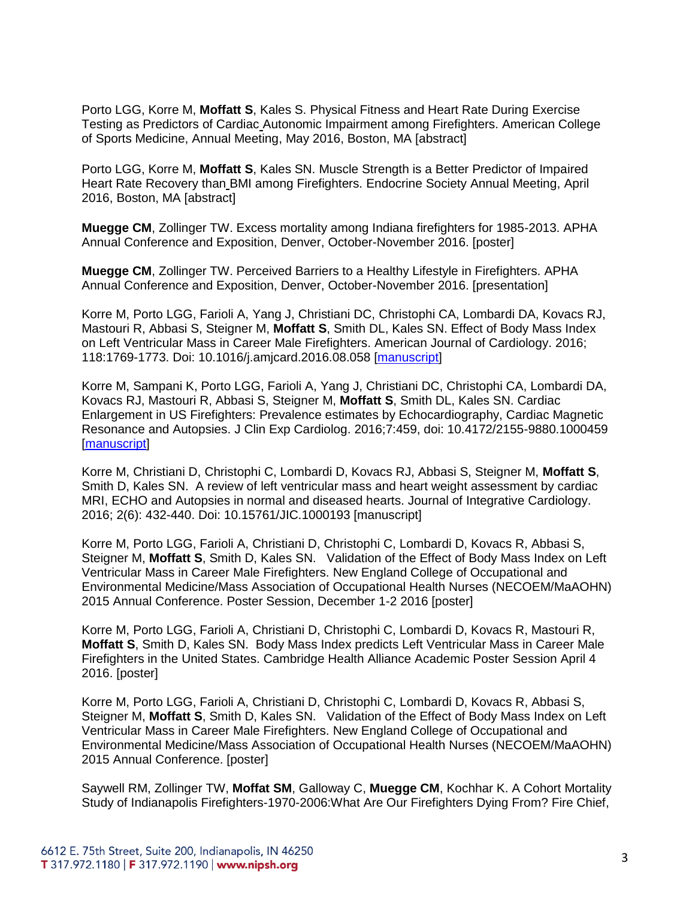Porto LGG, Korre M, **Moffatt S**, Kales S. Physical Fitness and Heart Rate During Exercise Testing as Predictors of Cardiac Autonomic Impairment among Firefighters. American College of Sports Medicine, Annual Meeting, May 2016, Boston, MA [abstract]

Porto LGG, Korre M, **Moffatt S**, Kales SN. Muscle Strength is a Better Predictor of Impaired Heart Rate Recovery than BMI among Firefighters. Endocrine Society Annual Meeting, April 2016, Boston, MA [abstract]

**Muegge CM**, Zollinger TW. Excess mortality among Indiana firefighters for 1985-2013. APHA Annual Conference and Exposition, Denver, October-November 2016. [poster]

**Muegge CM**, Zollinger TW. Perceived Barriers to a Healthy Lifestyle in Firefighters. APHA Annual Conference and Exposition, Denver, October-November 2016. [presentation]

Korre M, Porto LGG, Farioli A, Yang J, Christiani DC, Christophi CA, Lombardi DA, Kovacs RJ, Mastouri R, Abbasi S, Steigner M, **Moffatt S**, Smith DL, Kales SN. Effect of Body Mass Index on Left Ventricular Mass in Career Male Firefighters. American Journal of Cardiology. 2016; 118:1769-1773. Doi: 10.1016/j.amjcard.2016.08.058 [manuscript]

Korre M, Sampani K, Porto LGG, Farioli A, Yang J, Christiani DC, Christophi CA, Lombardi DA, Kovacs RJ, Mastouri R, Abbasi S, Steigner M, **Moffatt S**, Smith DL, Kales SN. Cardiac Enlargement in US Firefighters: Prevalence estimates by Echocardiography, Cardiac Magnetic Resonance and Autopsies. J Clin Exp Cardiolog. 2016;7:459, doi: 10.4172/2155-9880.1000459 [manuscript]

Korre M, Christiani D, Christophi C, Lombardi D, Kovacs RJ, Abbasi S, Steigner M, **Moffatt S**, Smith D, Kales SN. A review of left ventricular mass and heart weight assessment by cardiac MRI, ECHO and Autopsies in normal and diseased hearts. Journal of Integrative Cardiology. 2016; 2(6): 432-440. Doi: 10.15761/JIC.1000193 [manuscript]

Korre M, Porto LGG, Farioli A, Christiani D, Christophi C, Lombardi D, Kovacs R, Abbasi S, Steigner M, **Moffatt S**, Smith D, Kales SN. Validation of the Effect of Body Mass Index on Left Ventricular Mass in Career Male Firefighters. New England College of Occupational and Environmental Medicine/Mass Association of Occupational Health Nurses (NECOEM/MaAOHN) 2015 Annual Conference. Poster Session, December 1-2 2016 [poster]

Korre M, Porto LGG, Farioli A, Christiani D, Christophi C, Lombardi D, Kovacs R, Mastouri R, **Moffatt S**, Smith D, Kales SN. Body Mass Index predicts Left Ventricular Mass in Career Male Firefighters in the United States. Cambridge Health Alliance Academic Poster Session April 4 2016. [poster]

Korre M, Porto LGG, Farioli A, Christiani D, Christophi C, Lombardi D, Kovacs R, Abbasi S, Steigner M, **Moffatt S**, Smith D, Kales SN. Validation of the Effect of Body Mass Index on Left Ventricular Mass in Career Male Firefighters. New England College of Occupational and Environmental Medicine/Mass Association of Occupational Health Nurses (NECOEM/MaAOHN) 2015 Annual Conference. [poster]

Saywell RM, Zollinger TW, **Moffat SM**, Galloway C, **Muegge CM**, Kochhar K. A Cohort Mortality Study of Indianapolis Firefighters-1970-2006:What Are Our Firefighters Dying From? Fire Chief,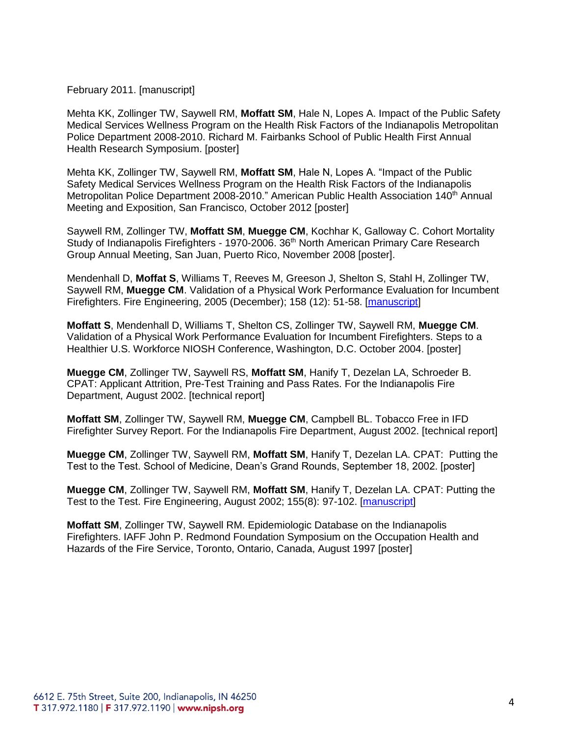February 2011. [manuscript]

Mehta KK, Zollinger TW, Saywell RM, **Moffatt SM**, Hale N, Lopes A. Impact of the Public Safety Medical Services Wellness Program on the Health Risk Factors of the Indianapolis Metropolitan Police Department 2008-2010. Richard M. Fairbanks School of Public Health First Annual Health Research Symposium. [poster]

Mehta KK, Zollinger TW, Saywell RM, **Moffatt SM**, Hale N, Lopes A. "Impact of the Public Safety Medical Services Wellness Program on the Health Risk Factors of the Indianapolis Metropolitan Police Department 2008-2010." American Public Health Association 140th Annual Meeting and Exposition, San Francisco, October 2012 [poster]

Saywell RM, Zollinger TW, **Moffatt SM**, **Muegge CM**, Kochhar K, Galloway C. Cohort Mortality Study of Indianapolis Firefighters - 1970-2006. 36th North American Primary Care Research Group Annual Meeting, San Juan, Puerto Rico, November 2008 [poster].

Mendenhall D, **Moffat S**, Williams T, Reeves M, Greeson J, Shelton S, Stahl H, Zollinger TW, Saywell RM, **Muegge CM**. Validation of a Physical Work Performance Evaluation for Incumbent Firefighters. Fire Engineering, 2005 (December); 158 (12): 51-58. [manuscript]

**Moffatt S**, Mendenhall D, Williams T, Shelton CS, Zollinger TW, Saywell RM, **Muegge CM**. Validation of a Physical Work Performance Evaluation for Incumbent Firefighters. Steps to a Healthier U.S. Workforce NIOSH Conference, Washington, D.C. October 2004. [poster]

**Muegge CM**, Zollinger TW, Saywell RS, **Moffatt SM**, Hanify T, Dezelan LA, Schroeder B. CPAT: Applicant Attrition, Pre-Test Training and Pass Rates. For the Indianapolis Fire Department, August 2002. [technical report]

**Moffatt SM**, Zollinger TW, Saywell RM, **Muegge CM**, Campbell BL. Tobacco Free in IFD Firefighter Survey Report. For the Indianapolis Fire Department, August 2002. [technical report]

**Muegge CM**, Zollinger TW, Saywell RM, **Moffatt SM**, Hanify T, Dezelan LA. CPAT: Putting the Test to the Test. School of Medicine, Dean's Grand Rounds, September 18, 2002. [poster]

**Muegge CM**, Zollinger TW, Saywell RM, **Moffatt SM**, Hanify T, Dezelan LA. CPAT: Putting the Test to the Test. Fire Engineering, August 2002; 155(8): 97-102. [manuscript]

**Moffatt SM**, Zollinger TW, Saywell RM. Epidemiologic Database on the Indianapolis Firefighters. IAFF John P. Redmond Foundation Symposium on the Occupation Health and Hazards of the Fire Service, Toronto, Ontario, Canada, August 1997 [poster]

6612 E. 75th Street, Suite 200, Indianapolis, IN 46250
T 317.972.1180 | F 317.972.1190 | www.nipsh.org